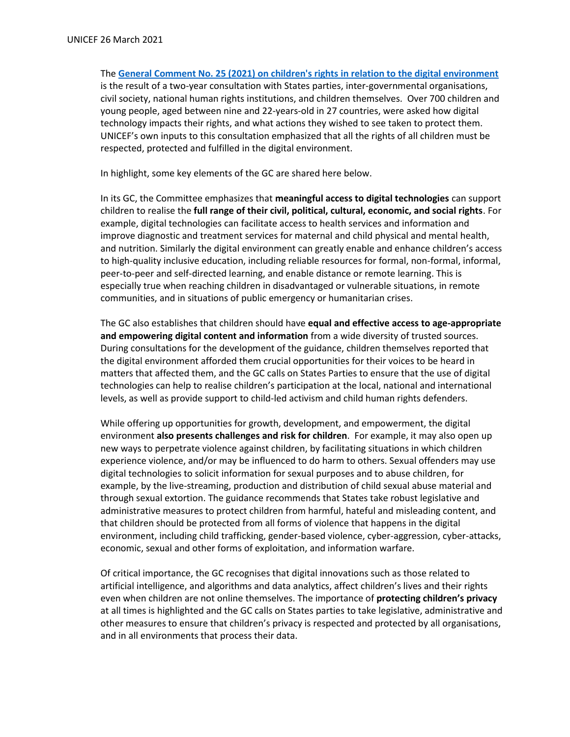UNICEF 26 March 2021

The **[General Comment No. 25 (2021) on children's rights in relation to the digital environment]()** is the result of a two-year consultation with States parties, inter-governmental organisations, civil society, national human rights institutions, and children themselves. Over 700 children and young people, aged between nine and 22-years-old in 27 countries, were asked how digital technology impacts their rights, and what actions they wished to see taken to protect them. UNICEF's own inputs to this consultation emphasized that all the rights of all children must be respected, protected and fulfilled in the digital environment.

In highlight, some key elements of the GC are shared here below.

In its GC, the Committee emphasizes that **meaningful access to digital technologies** can support children to realise the **full range of their civil, political, cultural, economic, and social rights**. For example, digital technologies can facilitate access to health services and information and improve diagnostic and treatment services for maternal and child physical and mental health, and nutrition. Similarly the digital environment can greatly enable and enhance children's access to high-quality inclusive education, including reliable resources for formal, non-formal, informal, peer-to-peer and self-directed learning, and enable distance or remote learning. This is especially true when reaching children in disadvantaged or vulnerable situations, in remote communities, and in situations of public emergency or humanitarian crises.

The GC also establishes that children should have **equal and effective access to age-appropriate and empowering digital content and information** from a wide diversity of trusted sources. During consultations for the development of the guidance, children themselves reported that the digital environment afforded them crucial opportunities for their voices to be heard in matters that affected them, and the GC calls on States Parties to ensure that the use of digital technologies can help to realise children's participation at the local, national and international levels, as well as provide support to child-led activism and child human rights defenders.

While offering up opportunities for growth, development, and empowerment, the digital environment **also presents challenges and risk for children**. For example, it may also open up new ways to perpetrate violence against children, by facilitating situations in which children experience violence, and/or may be influenced to do harm to others. Sexual offenders may use digital technologies to solicit information for sexual purposes and to abuse children, for example, by the live-streaming, production and distribution of child sexual abuse material and through sexual extortion. The guidance recommends that States take robust legislative and administrative measures to protect children from harmful, hateful and misleading content, and that children should be protected from all forms of violence that happens in the digital environment, including child trafficking, gender-based violence, cyber-aggression, cyber-attacks, economic, sexual and other forms of exploitation, and information warfare.

Of critical importance, the GC recognises that digital innovations such as those related to artificial intelligence, and algorithms and data analytics, affect children's lives and their rights even when children are not online themselves. The importance of **protecting children's privacy** at all times is highlighted and the GC calls on States parties to take legislative, administrative and other measures to ensure that children's privacy is respected and protected by all organisations, and in all environments that process their data.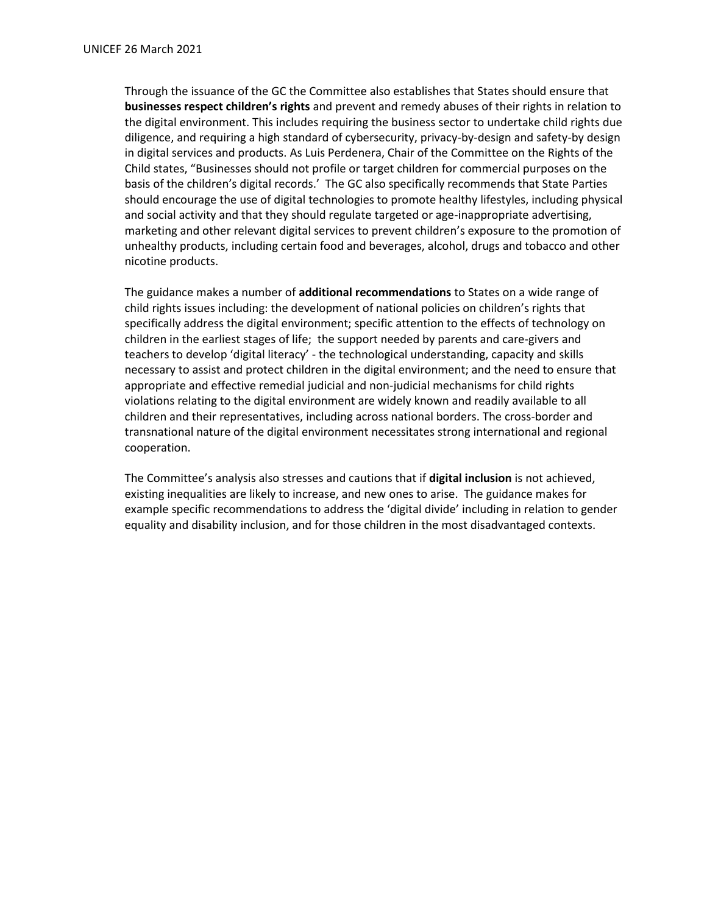Through the issuance of the GC the Committee also establishes that States should ensure that **businesses respect children's rights** and prevent and remedy abuses of their rights in relation to the digital environment. This includes requiring the business sector to undertake child rights due diligence, and requiring a high standard of cybersecurity, privacy-by-design and safety-by design in digital services and products. As Luis Perdenera, Chair of the Committee on the Rights of the Child states, "Businesses should not profile or target children for commercial purposes on the basis of the children's digital records.' The GC also specifically recommends that State Parties should encourage the use of digital technologies to promote healthy lifestyles, including physical and social activity and that they should regulate targeted or age-inappropriate advertising, marketing and other relevant digital services to prevent children's exposure to the promotion of unhealthy products, including certain food and beverages, alcohol, drugs and tobacco and other nicotine products.

The guidance makes a number of **additional recommendations** to States on a wide range of child rights issues including: the development of national policies on children's rights that specifically address the digital environment; specific attention to the effects of technology on children in the earliest stages of life; the support needed by parents and care-givers and teachers to develop 'digital literacy' - the technological understanding, capacity and skills necessary to assist and protect children in the digital environment; and the need to ensure that appropriate and effective remedial judicial and non-judicial mechanisms for child rights violations relating to the digital environment are widely known and readily available to all children and their representatives, including across national borders. The cross-border and transnational nature of the digital environment necessitates strong international and regional cooperation.

The Committee's analysis also stresses and cautions that if **digital inclusion** is not achieved, existing inequalities are likely to increase, and new ones to arise. The guidance makes for example specific recommendations to address the 'digital divide' including in relation to gender equality and disability inclusion, and for those children in the most disadvantaged contexts.